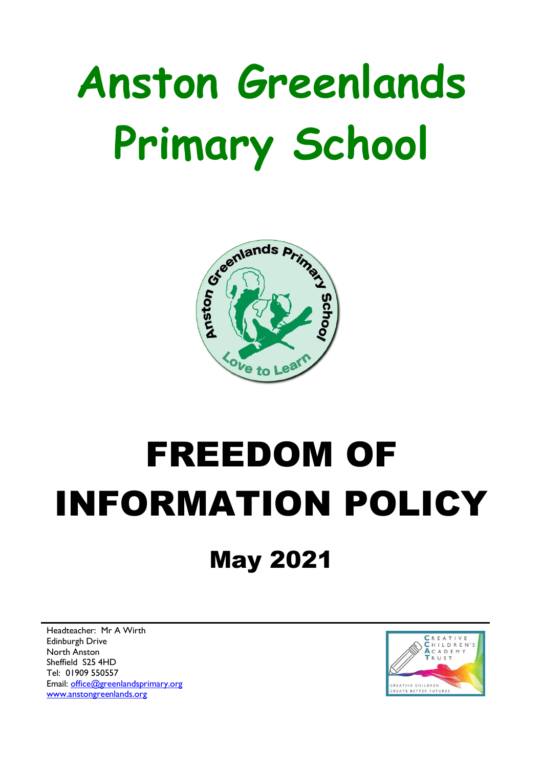# Anston Greenlands Primary School

# FREEDOM OF INFORMATION POLICY

## May 2021

Headteacher: Mr A Wirth
Edinburgh Drive
North Anston
Sheffield S25 4HD
Tel: 01909 550557
Email: office@greenlandsprimary.org
www.anstongreenlands.org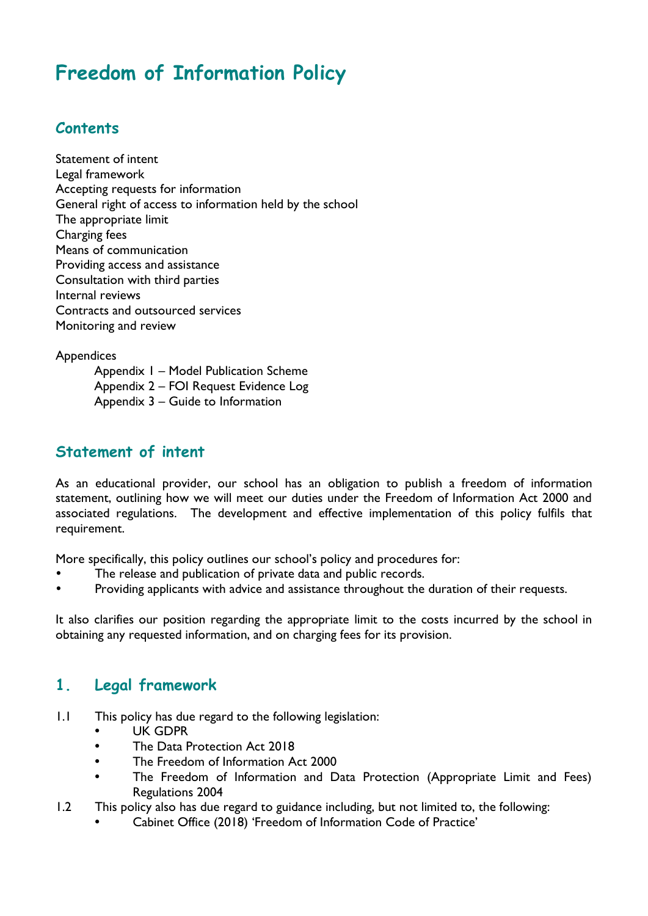# Freedom of Information Policy

## Contents

Statement of intent
Legal framework
Accepting requests for information
General right of access to information held by the school
The appropriate limit
Charging fees
Means of communication
Providing access and assistance
Consultation with third parties
Internal reviews
Contracts and outsourced services
Monitoring and review

Appendices
- Appendix 1 – Model Publication Scheme
- Appendix 2 – FOI Request Evidence Log
- Appendix 3 – Guide to Information

## Statement of intent

As an educational provider, our school has an obligation to publish a freedom of information statement, outlining how we will meet our duties under the Freedom of Information Act 2000 and associated regulations. The development and effective implementation of this policy fulfils that requirement.

More specifically, this policy outlines our school's policy and procedures for:

- The release and publication of private data and public records.
- Providing applicants with advice and assistance throughout the duration of their requests.

It also clarifies our position regarding the appropriate limit to the costs incurred by the school in obtaining any requested information, and on charging fees for its provision.

## 1. Legal framework

1.1 This policy has due regard to the following legislation:
- UK GDPR
- The Data Protection Act 2018
- The Freedom of Information Act 2000
- The Freedom of Information and Data Protection (Appropriate Limit and Fees) Regulations 2004

1.2 This policy also has due regard to guidance including, but not limited to, the following:
- Cabinet Office (2018) 'Freedom of Information Code of Practice'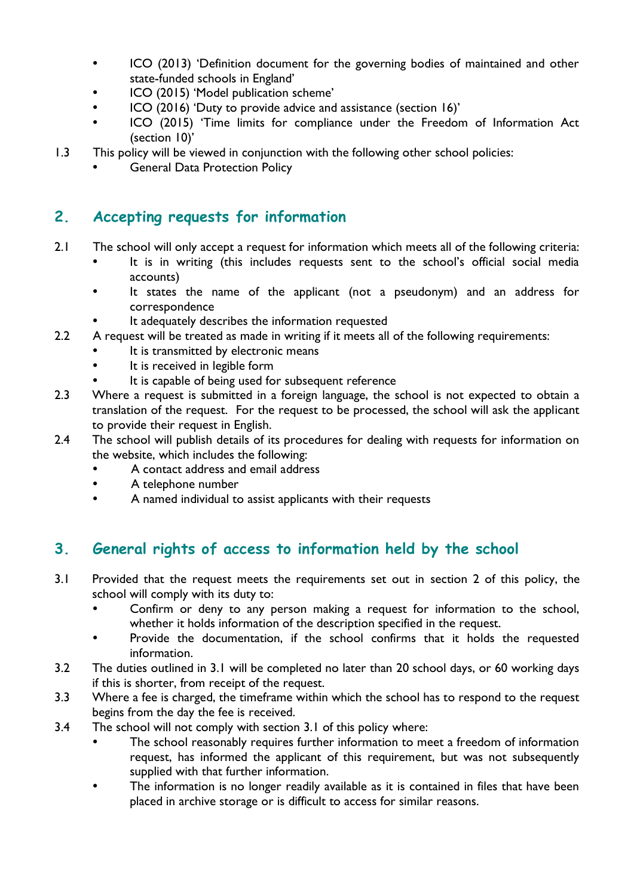- ICO (2013) 'Definition document for the governing bodies of maintained and other state-funded schools in England'
- ICO (2015) 'Model publication scheme'
- ICO (2016) 'Duty to provide advice and assistance (section 16)'
- ICO (2015) 'Time limits for compliance under the Freedom of Information Act (section 10)'

1.3 This policy will be viewed in conjunction with the following other school policies:
- General Data Protection Policy

## 2. Accepting requests for information

2.1 The school will only accept a request for information which meets all of the following criteria:
- It is in writing (this includes requests sent to the school's official social media accounts)
- It states the name of the applicant (not a pseudonym) and an address for correspondence
- It adequately describes the information requested

2.2 A request will be treated as made in writing if it meets all of the following requirements:
- It is transmitted by electronic means
- It is received in legible form
- It is capable of being used for subsequent reference

2.3 Where a request is submitted in a foreign language, the school is not expected to obtain a translation of the request. For the request to be processed, the school will ask the applicant to provide their request in English.

2.4 The school will publish details of its procedures for dealing with requests for information on the website, which includes the following:
- A contact address and email address
- A telephone number
- A named individual to assist applicants with their requests

## 3. General rights of access to information held by the school

3.1 Provided that the request meets the requirements set out in section 2 of this policy, the school will comply with its duty to:
- Confirm or deny to any person making a request for information to the school, whether it holds information of the description specified in the request.
- Provide the documentation, if the school confirms that it holds the requested information.

3.2 The duties outlined in 3.1 will be completed no later than 20 school days, or 60 working days if this is shorter, from receipt of the request.

3.3 Where a fee is charged, the timeframe within which the school has to respond to the request begins from the day the fee is received.

3.4 The school will not comply with section 3.1 of this policy where:
- The school reasonably requires further information to meet a freedom of information request, has informed the applicant of this requirement, but was not subsequently supplied with that further information.
- The information is no longer readily available as it is contained in files that have been placed in archive storage or is difficult to access for similar reasons.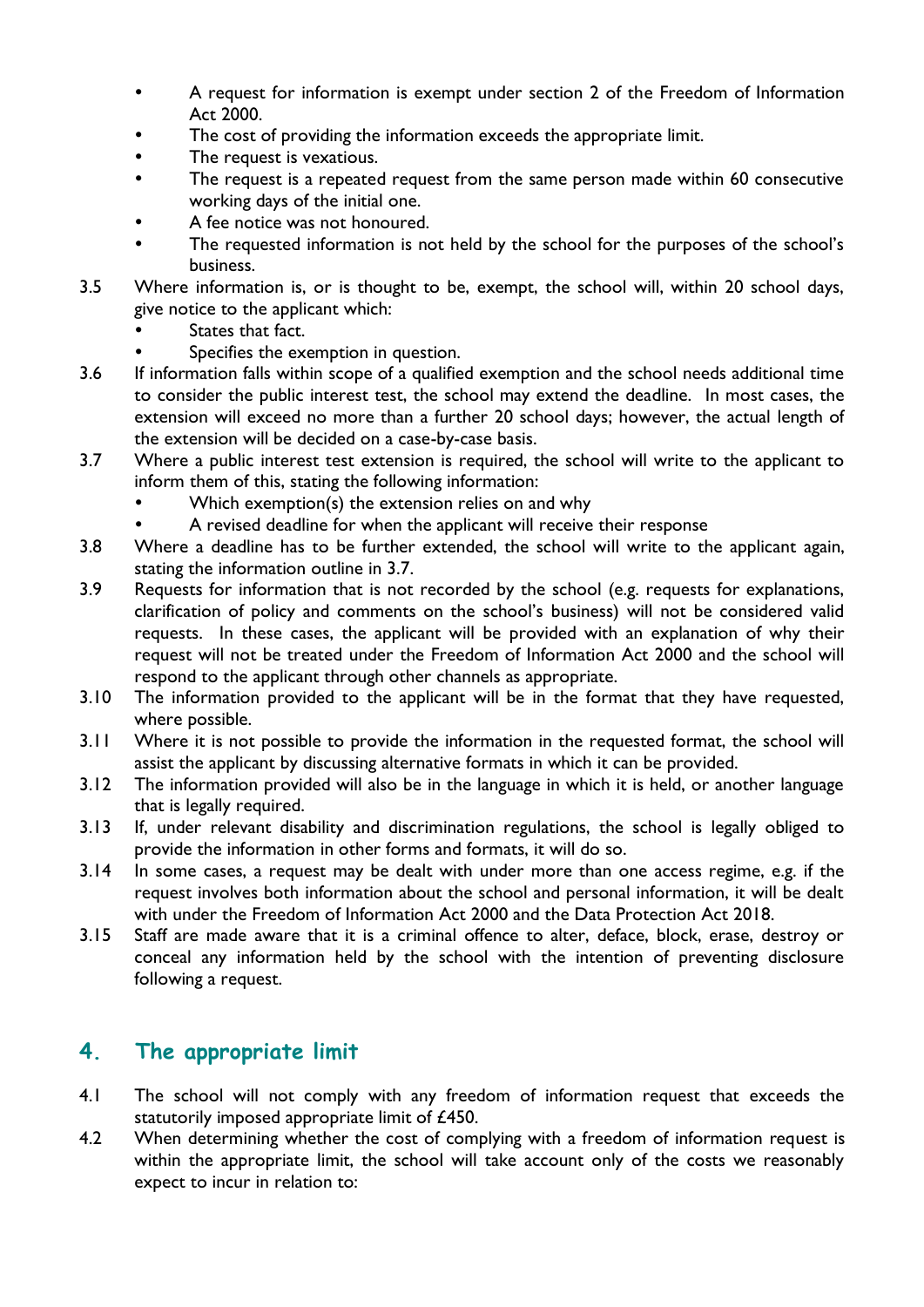- A request for information is exempt under section 2 of the Freedom of Information Act 2000.
- The cost of providing the information exceeds the appropriate limit.
- The request is vexatious.
- The request is a repeated request from the same person made within 60 consecutive working days of the initial one.
- A fee notice was not honoured.
- The requested information is not held by the school for the purposes of the school's business.

3.5 Where information is, or is thought to be, exempt, the school will, within 20 school days, give notice to the applicant which:

- States that fact.
- Specifies the exemption in question.

3.6 If information falls within scope of a qualified exemption and the school needs additional time to consider the public interest test, the school may extend the deadline. In most cases, the extension will exceed no more than a further 20 school days; however, the actual length of the extension will be decided on a case-by-case basis.

3.7 Where a public interest test extension is required, the school will write to the applicant to inform them of this, stating the following information:

- Which exemption(s) the extension relies on and why
- A revised deadline for when the applicant will receive their response

3.8 Where a deadline has to be further extended, the school will write to the applicant again, stating the information outline in 3.7.

3.9 Requests for information that is not recorded by the school (e.g. requests for explanations, clarification of policy and comments on the school's business) will not be considered valid requests. In these cases, the applicant will be provided with an explanation of why their request will not be treated under the Freedom of Information Act 2000 and the school will respond to the applicant through other channels as appropriate.

3.10 The information provided to the applicant will be in the format that they have requested, where possible.

3.11 Where it is not possible to provide the information in the requested format, the school will assist the applicant by discussing alternative formats in which it can be provided.

3.12 The information provided will also be in the language in which it is held, or another language that is legally required.

3.13 If, under relevant disability and discrimination regulations, the school is legally obliged to provide the information in other forms and formats, it will do so.

3.14 In some cases, a request may be dealt with under more than one access regime, e.g. if the request involves both information about the school and personal information, it will be dealt with under the Freedom of Information Act 2000 and the Data Protection Act 2018.

3.15 Staff are made aware that it is a criminal offence to alter, deface, block, erase, destroy or conceal any information held by the school with the intention of preventing disclosure following a request.

## 4. The appropriate limit

4.1 The school will not comply with any freedom of information request that exceeds the statutorily imposed appropriate limit of £450.

4.2 When determining whether the cost of complying with a freedom of information request is within the appropriate limit, the school will take account only of the costs we reasonably expect to incur in relation to: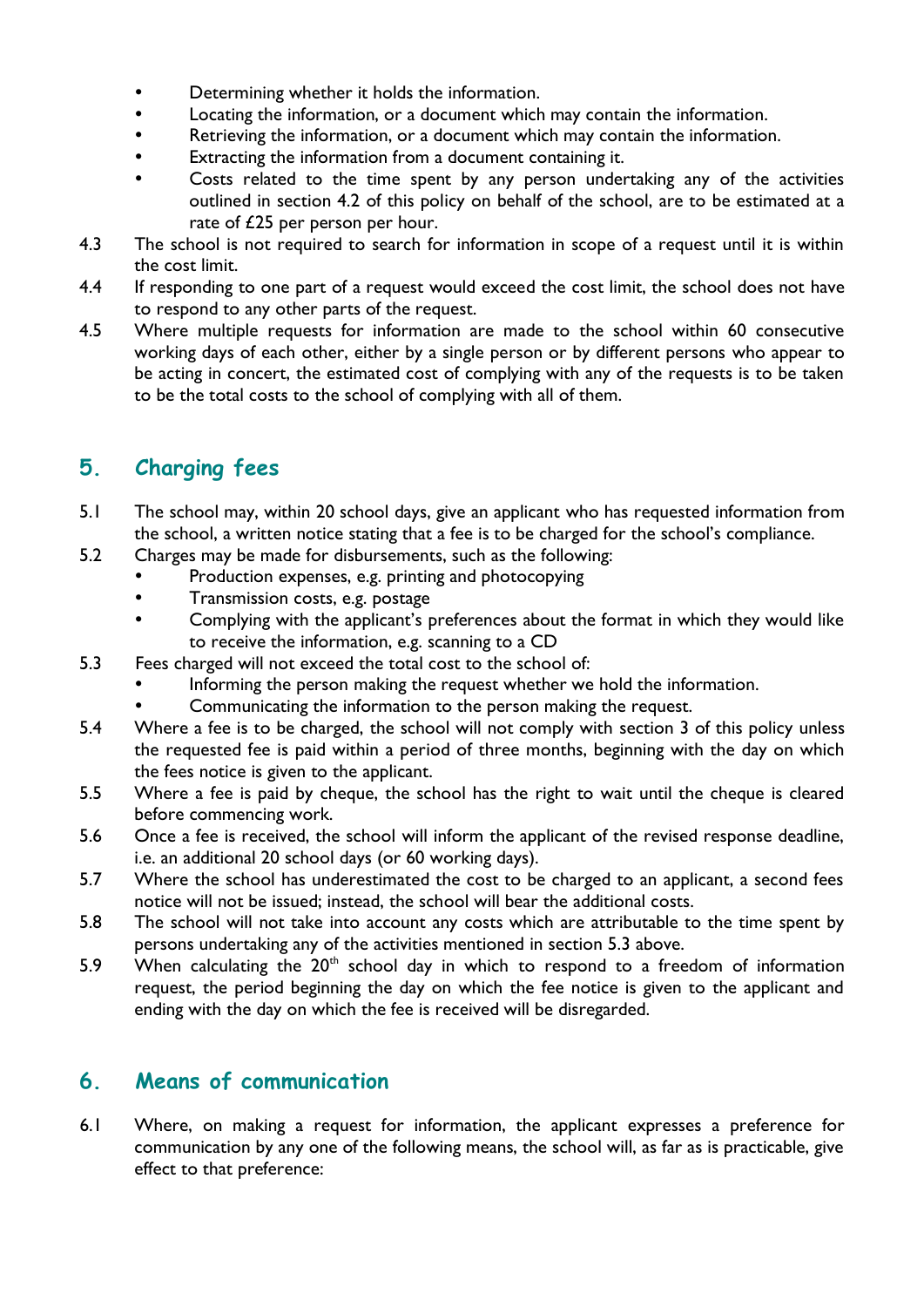- Determining whether it holds the information.
- Locating the information, or a document which may contain the information.
- Retrieving the information, or a document which may contain the information.
- Extracting the information from a document containing it.
- Costs related to the time spent by any person undertaking any of the activities outlined in section 4.2 of this policy on behalf of the school, are to be estimated at a rate of £25 per person per hour.

4.3 The school is not required to search for information in scope of a request until it is within the cost limit.

4.4 If responding to one part of a request would exceed the cost limit, the school does not have to respond to any other parts of the request.

4.5 Where multiple requests for information are made to the school within 60 consecutive working days of each other, either by a single person or by different persons who appear to be acting in concert, the estimated cost of complying with any of the requests is to be taken to be the total costs to the school of complying with all of them.

## 5. Charging fees

5.1 The school may, within 20 school days, give an applicant who has requested information from the school, a written notice stating that a fee is to be charged for the school's compliance.

5.2 Charges may be made for disbursements, such as the following:

- Production expenses, e.g. printing and photocopying
- Transmission costs, e.g. postage
- Complying with the applicant's preferences about the format in which they would like to receive the information, e.g. scanning to a CD

5.3 Fees charged will not exceed the total cost to the school of:

- Informing the person making the request whether we hold the information.
- Communicating the information to the person making the request.

5.4 Where a fee is to be charged, the school will not comply with section 3 of this policy unless the requested fee is paid within a period of three months, beginning with the day on which the fees notice is given to the applicant.

5.5 Where a fee is paid by cheque, the school has the right to wait until the cheque is cleared before commencing work.

5.6 Once a fee is received, the school will inform the applicant of the revised response deadline, i.e. an additional 20 school days (or 60 working days).

5.7 Where the school has underestimated the cost to be charged to an applicant, a second fees notice will not be issued; instead, the school will bear the additional costs.

5.8 The school will not take into account any costs which are attributable to the time spent by persons undertaking any of the activities mentioned in section 5.3 above.

5.9 When calculating the 20th school day in which to respond to a freedom of information request, the period beginning the day on which the fee notice is given to the applicant and ending with the day on which the fee is received will be disregarded.

## 6. Means of communication

6.1 Where, on making a request for information, the applicant expresses a preference for communication by any one of the following means, the school will, as far as is practicable, give effect to that preference: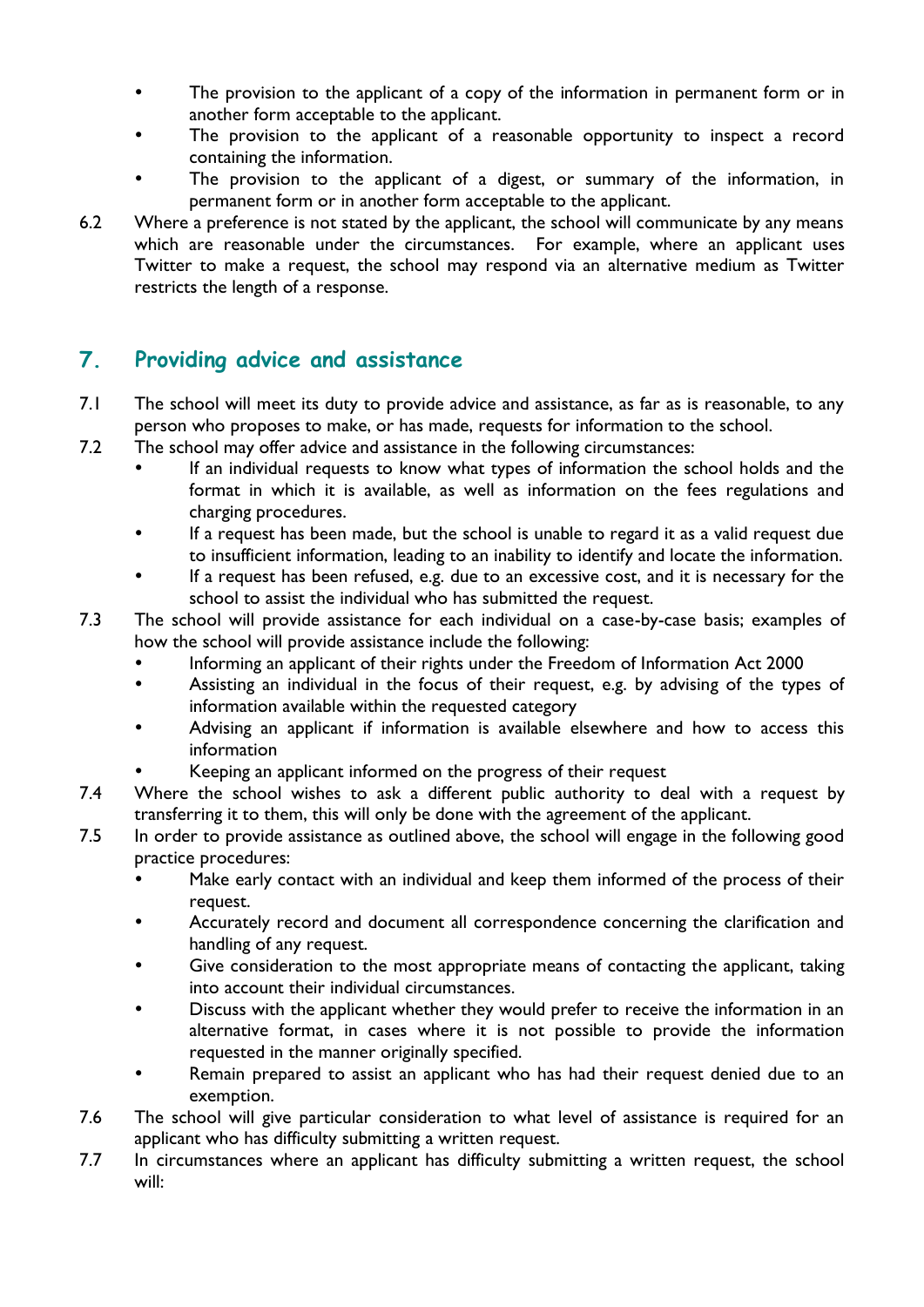- The provision to the applicant of a copy of the information in permanent form or in another form acceptable to the applicant.
- The provision to the applicant of a reasonable opportunity to inspect a record containing the information.
- The provision to the applicant of a digest, or summary of the information, in permanent form or in another form acceptable to the applicant.

6.2 Where a preference is not stated by the applicant, the school will communicate by any means which are reasonable under the circumstances. For example, where an applicant uses Twitter to make a request, the school may respond via an alternative medium as Twitter restricts the length of a response.

## 7. Providing advice and assistance

7.1 The school will meet its duty to provide advice and assistance, as far as is reasonable, to any person who proposes to make, or has made, requests for information to the school.

7.2 The school may offer advice and assistance in the following circumstances:

- If an individual requests to know what types of information the school holds and the format in which it is available, as well as information on the fees regulations and charging procedures.
- If a request has been made, but the school is unable to regard it as a valid request due to insufficient information, leading to an inability to identify and locate the information.
- If a request has been refused, e.g. due to an excessive cost, and it is necessary for the school to assist the individual who has submitted the request.

7.3 The school will provide assistance for each individual on a case-by-case basis; examples of how the school will provide assistance include the following:

- Informing an applicant of their rights under the Freedom of Information Act 2000
- Assisting an individual in the focus of their request, e.g. by advising of the types of information available within the requested category
- Advising an applicant if information is available elsewhere and how to access this information
- Keeping an applicant informed on the progress of their request

7.4 Where the school wishes to ask a different public authority to deal with a request by transferring it to them, this will only be done with the agreement of the applicant.

7.5 In order to provide assistance as outlined above, the school will engage in the following good practice procedures:

- Make early contact with an individual and keep them informed of the process of their request.
- Accurately record and document all correspondence concerning the clarification and handling of any request.
- Give consideration to the most appropriate means of contacting the applicant, taking into account their individual circumstances.
- Discuss with the applicant whether they would prefer to receive the information in an alternative format, in cases where it is not possible to provide the information requested in the manner originally specified.
- Remain prepared to assist an applicant who has had their request denied due to an exemption.

7.6 The school will give particular consideration to what level of assistance is required for an applicant who has difficulty submitting a written request.

7.7 In circumstances where an applicant has difficulty submitting a written request, the school will: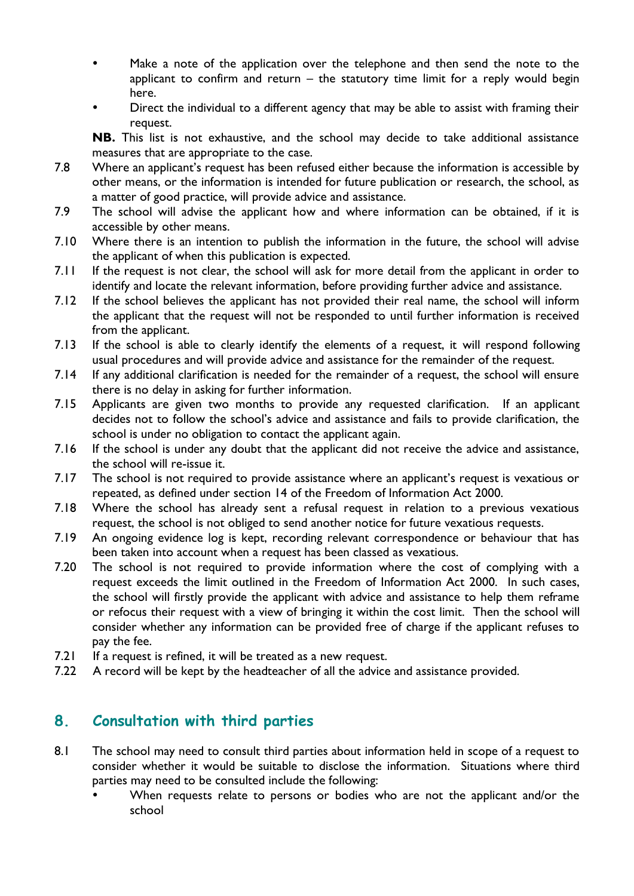- Make a note of the application over the telephone and then send the note to the applicant to confirm and return – the statutory time limit for a reply would begin here.
- Direct the individual to a different agency that may be able to assist with framing their request.

**NB.** This list is not exhaustive, and the school may decide to take additional assistance measures that are appropriate to the case.

7.8 Where an applicant's request has been refused either because the information is accessible by other means, or the information is intended for future publication or research, the school, as a matter of good practice, will provide advice and assistance.

7.9 The school will advise the applicant how and where information can be obtained, if it is accessible by other means.

7.10 Where there is an intention to publish the information in the future, the school will advise the applicant of when this publication is expected.

7.11 If the request is not clear, the school will ask for more detail from the applicant in order to identify and locate the relevant information, before providing further advice and assistance.

7.12 If the school believes the applicant has not provided their real name, the school will inform the applicant that the request will not be responded to until further information is received from the applicant.

7.13 If the school is able to clearly identify the elements of a request, it will respond following usual procedures and will provide advice and assistance for the remainder of the request.

7.14 If any additional clarification is needed for the remainder of a request, the school will ensure there is no delay in asking for further information.

7.15 Applicants are given two months to provide any requested clarification. If an applicant decides not to follow the school's advice and assistance and fails to provide clarification, the school is under no obligation to contact the applicant again.

7.16 If the school is under any doubt that the applicant did not receive the advice and assistance, the school will re-issue it.

7.17 The school is not required to provide assistance where an applicant's request is vexatious or repeated, as defined under section 14 of the Freedom of Information Act 2000.

7.18 Where the school has already sent a refusal request in relation to a previous vexatious request, the school is not obliged to send another notice for future vexatious requests.

7.19 An ongoing evidence log is kept, recording relevant correspondence or behaviour that has been taken into account when a request has been classed as vexatious.

7.20 The school is not required to provide information where the cost of complying with a request exceeds the limit outlined in the Freedom of Information Act 2000. In such cases, the school will firstly provide the applicant with advice and assistance to help them reframe or refocus their request with a view of bringing it within the cost limit. Then the school will consider whether any information can be provided free of charge if the applicant refuses to pay the fee.

7.21 If a request is refined, it will be treated as a new request.

7.22 A record will be kept by the headteacher of all the advice and assistance provided.

## 8. Consultation with third parties

8.1 The school may need to consult third parties about information held in scope of a request to consider whether it would be suitable to disclose the information. Situations where third parties may need to be consulted include the following:

- When requests relate to persons or bodies who are not the applicant and/or the school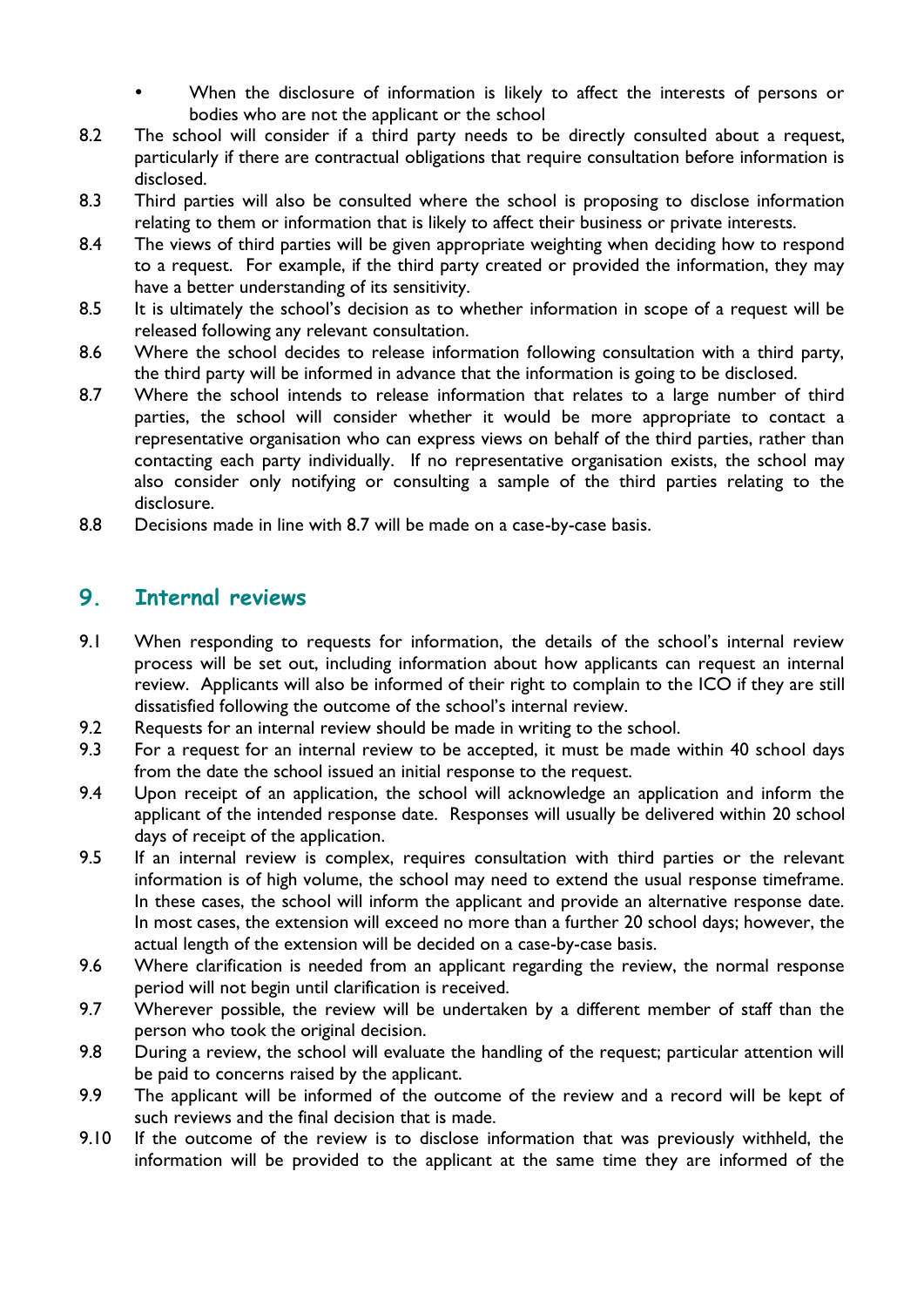- When the disclosure of information is likely to affect the interests of persons or bodies who are not the applicant or the school

8.2 The school will consider if a third party needs to be directly consulted about a request, particularly if there are contractual obligations that require consultation before information is disclosed.

8.3 Third parties will also be consulted where the school is proposing to disclose information relating to them or information that is likely to affect their business or private interests.

8.4 The views of third parties will be given appropriate weighting when deciding how to respond to a request. For example, if the third party created or provided the information, they may have a better understanding of its sensitivity.

8.5 It is ultimately the school's decision as to whether information in scope of a request will be released following any relevant consultation.

8.6 Where the school decides to release information following consultation with a third party, the third party will be informed in advance that the information is going to be disclosed.

8.7 Where the school intends to release information that relates to a large number of third parties, the school will consider whether it would be more appropriate to contact a representative organisation who can express views on behalf of the third parties, rather than contacting each party individually. If no representative organisation exists, the school may also consider only notifying or consulting a sample of the third parties relating to the disclosure.

8.8 Decisions made in line with 8.7 will be made on a case-by-case basis.

## 9. Internal reviews

9.1 When responding to requests for information, the details of the school's internal review process will be set out, including information about how applicants can request an internal review. Applicants will also be informed of their right to complain to the ICO if they are still dissatisfied following the outcome of the school's internal review.

9.2 Requests for an internal review should be made in writing to the school.

9.3 For a request for an internal review to be accepted, it must be made within 40 school days from the date the school issued an initial response to the request.

9.4 Upon receipt of an application, the school will acknowledge an application and inform the applicant of the intended response date. Responses will usually be delivered within 20 school days of receipt of the application.

9.5 If an internal review is complex, requires consultation with third parties or the relevant information is of high volume, the school may need to extend the usual response timeframe. In these cases, the school will inform the applicant and provide an alternative response date. In most cases, the extension will exceed no more than a further 20 school days; however, the actual length of the extension will be decided on a case-by-case basis.

9.6 Where clarification is needed from an applicant regarding the review, the normal response period will not begin until clarification is received.

9.7 Wherever possible, the review will be undertaken by a different member of staff than the person who took the original decision.

9.8 During a review, the school will evaluate the handling of the request; particular attention will be paid to concerns raised by the applicant.

9.9 The applicant will be informed of the outcome of the review and a record will be kept of such reviews and the final decision that is made.

9.10 If the outcome of the review is to disclose information that was previously withheld, the information will be provided to the applicant at the same time they are informed of the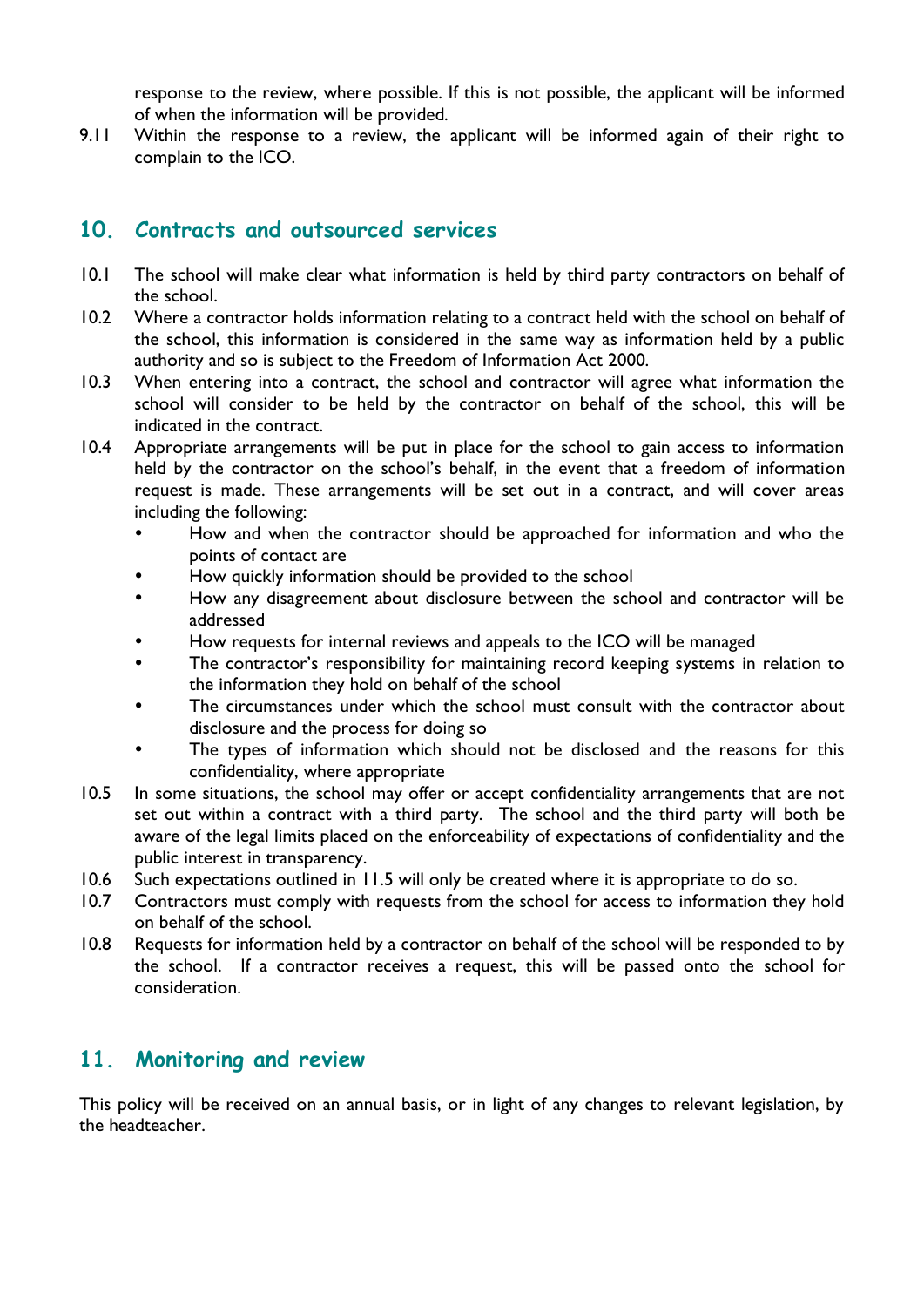response to the review, where possible. If this is not possible, the applicant will be informed of when the information will be provided.

9.11 Within the response to a review, the applicant will be informed again of their right to complain to the ICO.

## 10. Contracts and outsourced services

10.1 The school will make clear what information is held by third party contractors on behalf of the school.

10.2 Where a contractor holds information relating to a contract held with the school on behalf of the school, this information is considered in the same way as information held by a public authority and so is subject to the Freedom of Information Act 2000.

10.3 When entering into a contract, the school and contractor will agree what information the school will consider to be held by the contractor on behalf of the school, this will be indicated in the contract.

10.4 Appropriate arrangements will be put in place for the school to gain access to information held by the contractor on the school's behalf, in the event that a freedom of information request is made. These arrangements will be set out in a contract, and will cover areas including the following:

- How and when the contractor should be approached for information and who the points of contact are
- How quickly information should be provided to the school
- How any disagreement about disclosure between the school and contractor will be addressed
- How requests for internal reviews and appeals to the ICO will be managed
- The contractor's responsibility for maintaining record keeping systems in relation to the information they hold on behalf of the school
- The circumstances under which the school must consult with the contractor about disclosure and the process for doing so
- The types of information which should not be disclosed and the reasons for this confidentiality, where appropriate

10.5 In some situations, the school may offer or accept confidentiality arrangements that are not set out within a contract with a third party. The school and the third party will both be aware of the legal limits placed on the enforceability of expectations of confidentiality and the public interest in transparency.

10.6 Such expectations outlined in 11.5 will only be created where it is appropriate to do so.

10.7 Contractors must comply with requests from the school for access to information they hold on behalf of the school.

10.8 Requests for information held by a contractor on behalf of the school will be responded to by the school. If a contractor receives a request, this will be passed onto the school for consideration.

## 11. Monitoring and review

This policy will be received on an annual basis, or in light of any changes to relevant legislation, by the headteacher.